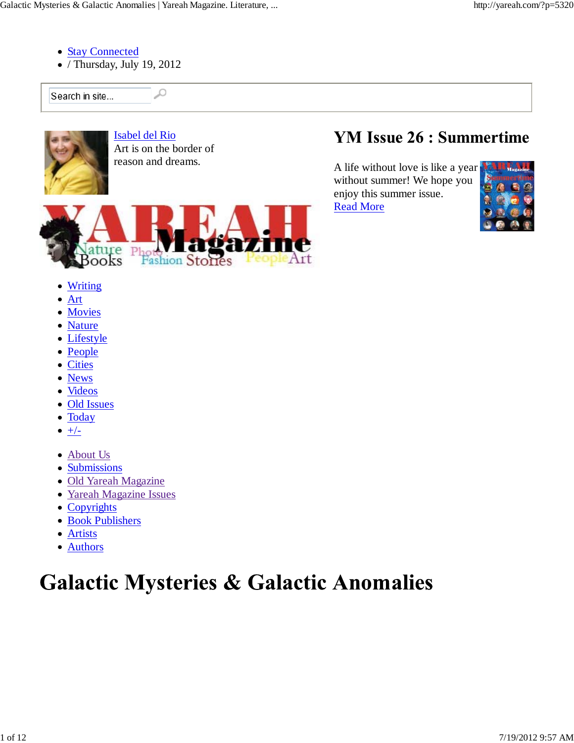- Stay Connected
- / Thursday, July 19, 2012

Search in site...

Isabel del Rio
Art is on the border of reason and dreams.

## YM Issue 26 : Summertime

A life without love is like a year without summer! We hope you enjoy this summer issue.
Read More

- Writing
- Art
- Movies
- Nature
- Lifestyle
- People
- Cities
- News
- Videos
- Old Issues
- Today
- +/-

- About Us
- Submissions
- Old Yareah Magazine
- Yareah Magazine Issues
- Copyrights
- Book Publishers
- Artists
- Authors

# Galactic Mysteries & Galactic Anomalies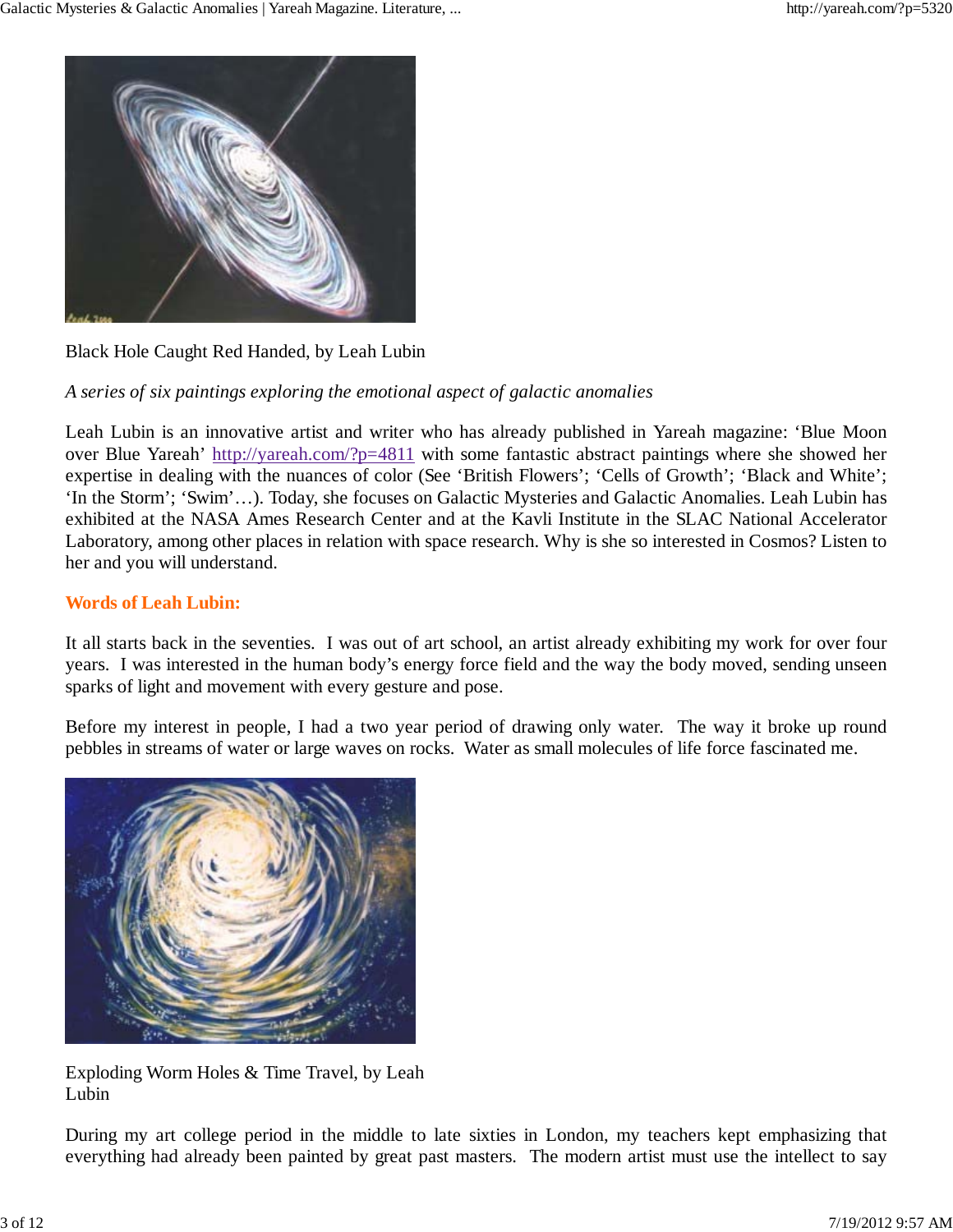Black Hole Caught Red Handed, by Leah Lubin

*A series of six paintings exploring the emotional aspect of galactic anomalies*

Leah Lubin is an innovative artist and writer who has already published in Yareah magazine: 'Blue Moon over Blue Yareah' http://yareah.com/?p=4811 with some fantastic abstract paintings where she showed her expertise in dealing with the nuances of color (See 'British Flowers'; 'Cells of Growth'; 'Black and White'; 'In the Storm'; 'Swim'…). Today, she focuses on Galactic Mysteries and Galactic Anomalies. Leah Lubin has exhibited at the NASA Ames Research Center and at the Kavli Institute in the SLAC National Accelerator Laboratory, among other places in relation with space research. Why is she so interested in Cosmos? Listen to her and you will understand.

**Words of Leah Lubin:**

It all starts back in the seventies. I was out of art school, an artist already exhibiting my work for over four years. I was interested in the human body's energy force field and the way the body moved, sending unseen sparks of light and movement with every gesture and pose.

Before my interest in people, I had a two year period of drawing only water. The way it broke up round pebbles in streams of water or large waves on rocks. Water as small molecules of life force fascinated me.

Exploding Worm Holes & Time Travel, by Leah Lubin

During my art college period in the middle to late sixties in London, my teachers kept emphasizing that everything had already been painted by great past masters. The modern artist must use the intellect to say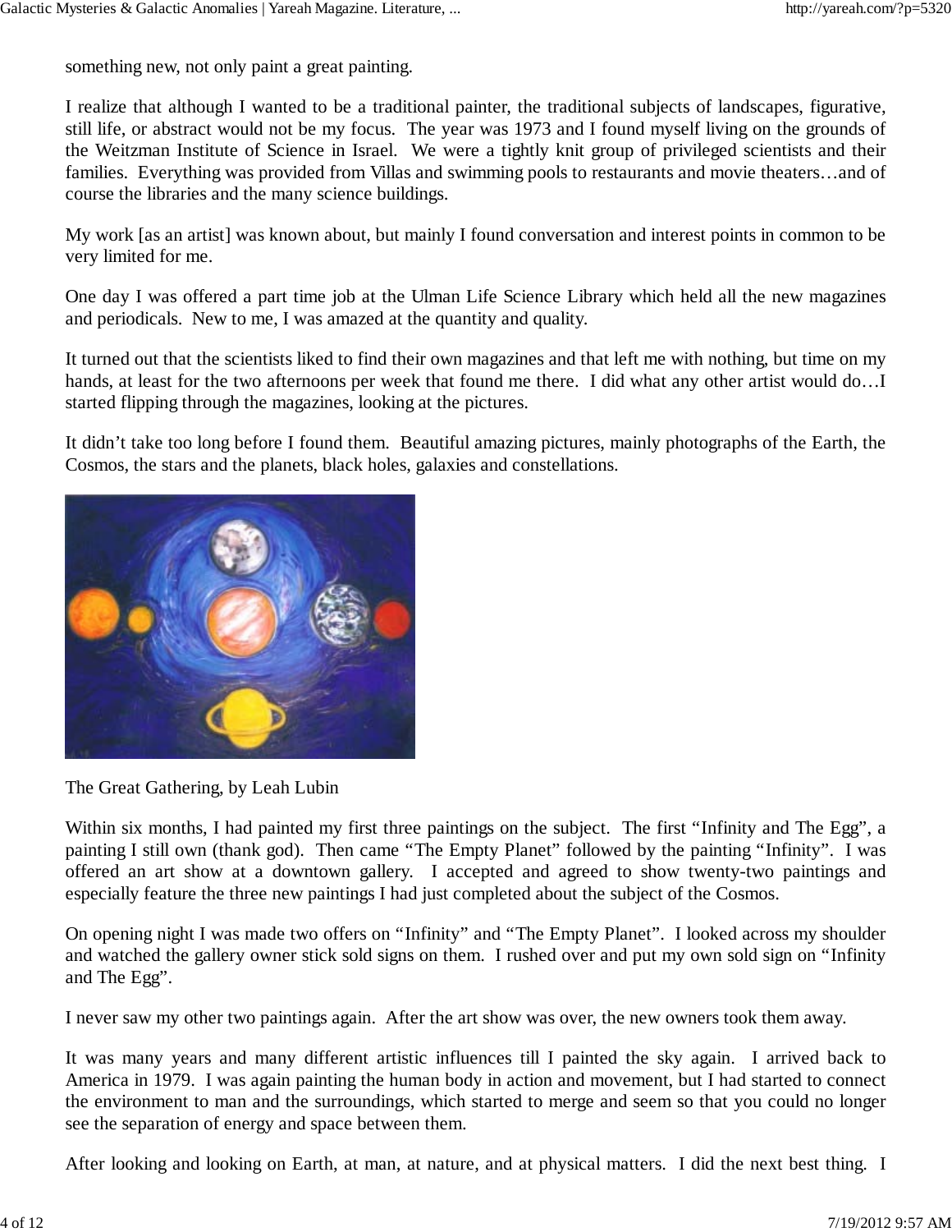something new, not only paint a great painting.

I realize that although I wanted to be a traditional painter, the traditional subjects of landscapes, figurative, still life, or abstract would not be my focus.  The year was 1973 and I found myself living on the grounds of the Weitzman Institute of Science in Israel.  We were a tightly knit group of privileged scientists and their families.  Everything was provided from Villas and swimming pools to restaurants and movie theaters…and of course the libraries and the many science buildings.

My work [as an artist] was known about, but mainly I found conversation and interest points in common to be very limited for me.

One day I was offered a part time job at the Ulman Life Science Library which held all the new magazines and periodicals.  New to me, I was amazed at the quantity and quality.

It turned out that the scientists liked to find their own magazines and that left me with nothing, but time on my hands, at least for the two afternoons per week that found me there.  I did what any other artist would do…I started flipping through the magazines, looking at the pictures.

It didn't take too long before I found them.  Beautiful amazing pictures, mainly photographs of the Earth, the Cosmos, the stars and the planets, black holes, galaxies and constellations.

The Great Gathering, by Leah Lubin

Within six months, I had painted my first three paintings on the subject.  The first "Infinity and The Egg", a painting I still own (thank god).  Then came "The Empty Planet" followed by the painting "Infinity".  I was offered an art show at a downtown gallery.  I accepted and agreed to show twenty-two paintings and especially feature the three new paintings I had just completed about the subject of the Cosmos.

On opening night I was made two offers on "Infinity" and "The Empty Planet".  I looked across my shoulder and watched the gallery owner stick sold signs on them.  I rushed over and put my own sold sign on "Infinity and The Egg".

I never saw my other two paintings again.  After the art show was over, the new owners took them away.

It was many years and many different artistic influences till I painted the sky again.  I arrived back to America in 1979.  I was again painting the human body in action and movement, but I had started to connect the environment to man and the surroundings, which started to merge and seem so that you could no longer see the separation of energy and space between them.

After looking and looking on Earth, at man, at nature, and at physical matters.  I did the next best thing.  I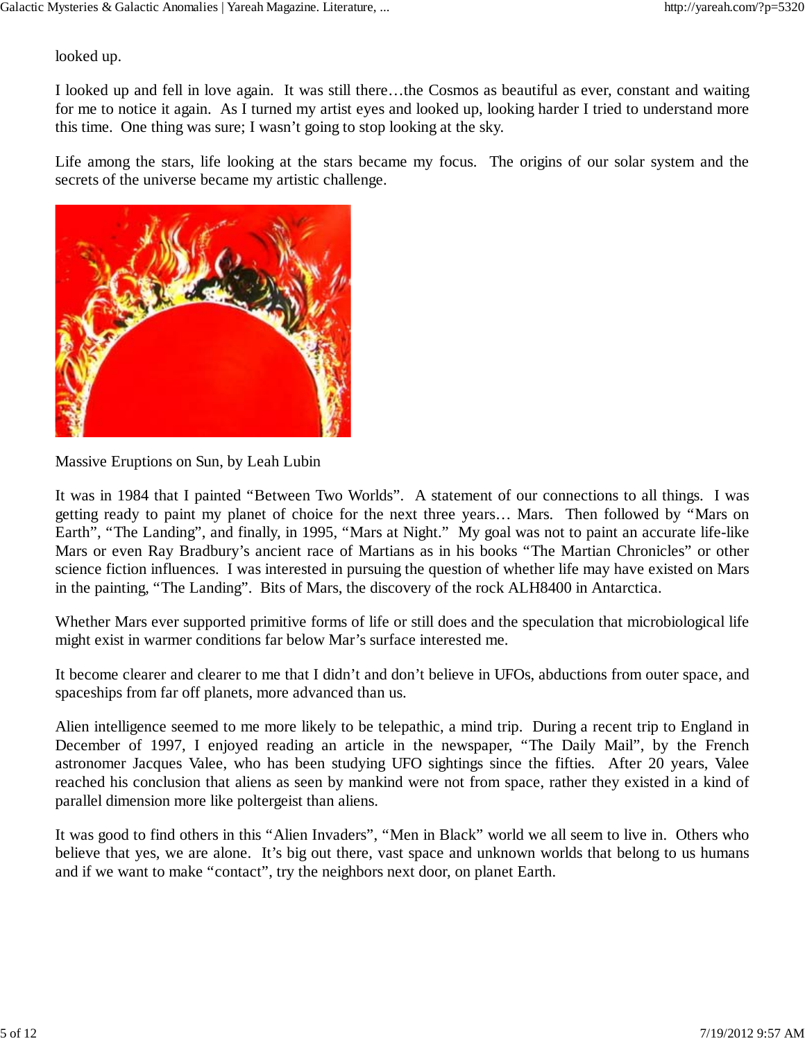looked up.

I looked up and fell in love again.  It was still there…the Cosmos as beautiful as ever, constant and waiting for me to notice it again.  As I turned my artist eyes and looked up, looking harder I tried to understand more this time.  One thing was sure; I wasn't going to stop looking at the sky.

Life among the stars, life looking at the stars became my focus.  The origins of our solar system and the secrets of the universe became my artistic challenge.

Massive Eruptions on Sun, by Leah Lubin

It was in 1984 that I painted "Between Two Worlds".  A statement of our connections to all things.  I was getting ready to paint my planet of choice for the next three years… Mars.  Then followed by "Mars on Earth", "The Landing", and finally, in 1995, "Mars at Night."  My goal was not to paint an accurate life-like Mars or even Ray Bradbury's ancient race of Martians as in his books "The Martian Chronicles" or other science fiction influences.  I was interested in pursuing the question of whether life may have existed on Mars in the painting, "The Landing".  Bits of Mars, the discovery of the rock ALH8400 in Antarctica.

Whether Mars ever supported primitive forms of life or still does and the speculation that microbiological life might exist in warmer conditions far below Mar's surface interested me.

It become clearer and clearer to me that I didn't and don't believe in UFOs, abductions from outer space, and spaceships from far off planets, more advanced than us.

Alien intelligence seemed to me more likely to be telepathic, a mind trip.  During a recent trip to England in December of 1997, I enjoyed reading an article in the newspaper, "The Daily Mail", by the French astronomer Jacques Valee, who has been studying UFO sightings since the fifties.  After 20 years, Valee reached his conclusion that aliens as seen by mankind were not from space, rather they existed in a kind of parallel dimension more like poltergeist than aliens.

It was good to find others in this "Alien Invaders", "Men in Black" world we all seem to live in.  Others who believe that yes, we are alone.  It's big out there, vast space and unknown worlds that belong to us humans and if we want to make "contact", try the neighbors next door, on planet Earth.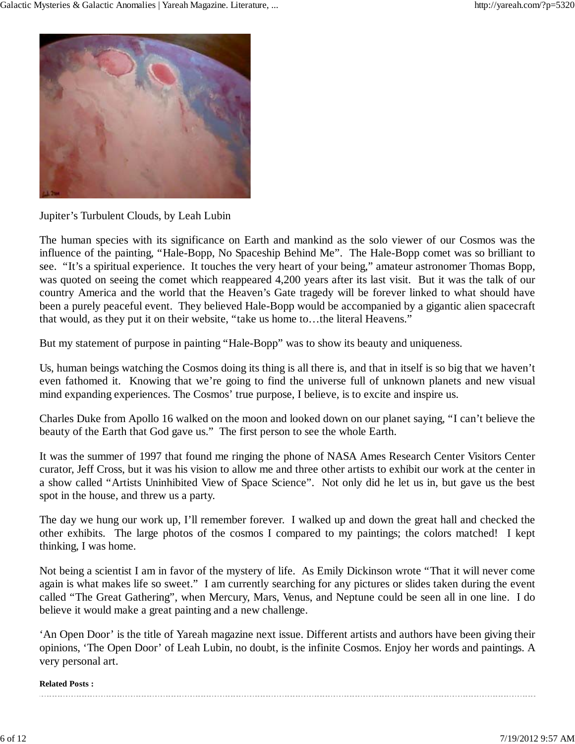Jupiter's Turbulent Clouds, by Leah Lubin

The human species with its significance on Earth and mankind as the solo viewer of our Cosmos was the influence of the painting, "Hale-Bopp, No Spaceship Behind Me". The Hale-Bopp comet was so brilliant to see. "It's a spiritual experience. It touches the very heart of your being," amateur astronomer Thomas Bopp, was quoted on seeing the comet which reappeared 4,200 years after its last visit. But it was the talk of our country America and the world that the Heaven's Gate tragedy will be forever linked to what should have been a purely peaceful event. They believed Hale-Bopp would be accompanied by a gigantic alien spacecraft that would, as they put it on their website, "take us home to…the literal Heavens."

But my statement of purpose in painting "Hale-Bopp" was to show its beauty and uniqueness.

Us, human beings watching the Cosmos doing its thing is all there is, and that in itself is so big that we haven't even fathomed it. Knowing that we're going to find the universe full of unknown planets and new visual mind expanding experiences. The Cosmos' true purpose, I believe, is to excite and inspire us.

Charles Duke from Apollo 16 walked on the moon and looked down on our planet saying, "I can't believe the beauty of the Earth that God gave us." The first person to see the whole Earth.

It was the summer of 1997 that found me ringing the phone of NASA Ames Research Center Visitors Center curator, Jeff Cross, but it was his vision to allow me and three other artists to exhibit our work at the center in a show called "Artists Uninhibited View of Space Science". Not only did he let us in, but gave us the best spot in the house, and threw us a party.

The day we hung our work up, I'll remember forever. I walked up and down the great hall and checked the other exhibits. The large photos of the cosmos I compared to my paintings; the colors matched! I kept thinking, I was home.

Not being a scientist I am in favor of the mystery of life. As Emily Dickinson wrote "That it will never come again is what makes life so sweet." I am currently searching for any pictures or slides taken during the event called "The Great Gathering", when Mercury, Mars, Venus, and Neptune could be seen all in one line. I do believe it would make a great painting and a new challenge.

'An Open Door' is the title of Yareah magazine next issue. Different artists and authors have been giving their opinions, 'The Open Door' of Leah Lubin, no doubt, is the infinite Cosmos. Enjoy her words and paintings. A very personal art.

**Related Posts :**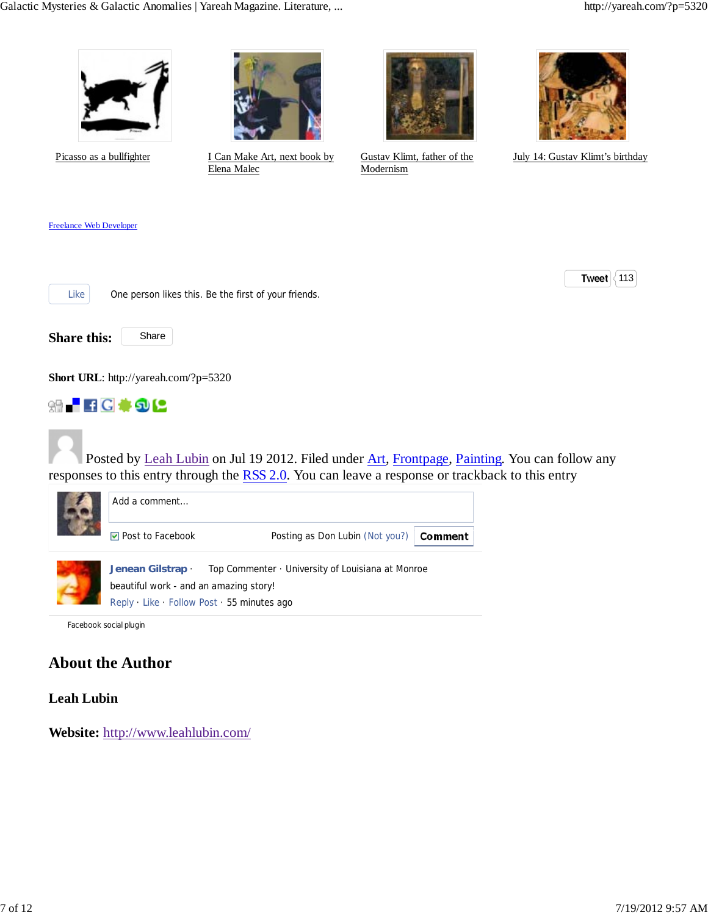Picasso as a bullfighter

I Can Make Art, next book by Elena Malec

Gustav Klimt, father of the Modernism

July 14: Gustav Klimt's birthday

Freelance Web Developer

Tweet 113

Like One person likes this. Be the first of your friends.

**Share this:** Share

**Short URL**: http://yareah.com/?p=5320

Posted by Leah Lubin on Jul 19 2012. Filed under Art, Frontpage, Painting. You can follow any responses to this entry through the RSS 2.0. You can leave a response or trackback to this entry

Add a comment...

Post to Facebook Posting as Don Lubin (Not you?) Comment

**Jenean Gilstrap** · Top Commenter · University of Louisiana at Monroe

beautiful work - and an amazing story!

Reply · Like · Follow Post · 55 minutes ago

Facebook social plugin

## About the Author

### Leah Lubin

**Website:** http://www.leahlubin.com/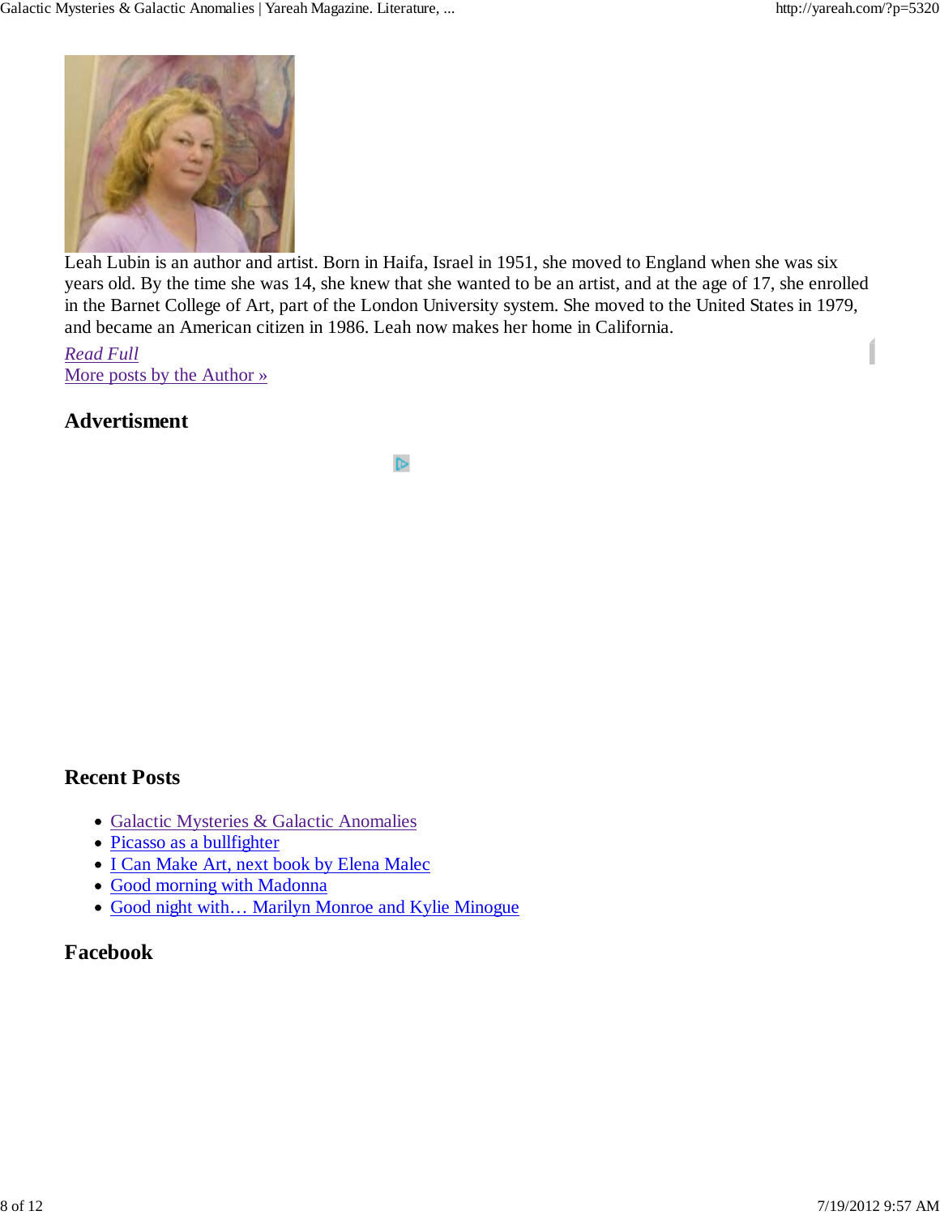Leah Lubin is an author and artist. Born in Haifa, Israel in 1951, she moved to England when she was six years old. By the time she was 14, she knew that she wanted to be an artist, and at the age of 17, she enrolled in the Barnet College of Art, part of the London University system. She moved to the United States in 1979, and became an American citizen in 1986. Leah now makes her home in California.

*Read Full*
More posts by the Author »

## Advertisment

## Recent Posts

- Galactic Mysteries & Galactic Anomalies
- Picasso as a bullfighter
- I Can Make Art, next book by Elena Malec
- Good morning with Madonna
- Good night with… Marilyn Monroe and Kylie Minogue

## Facebook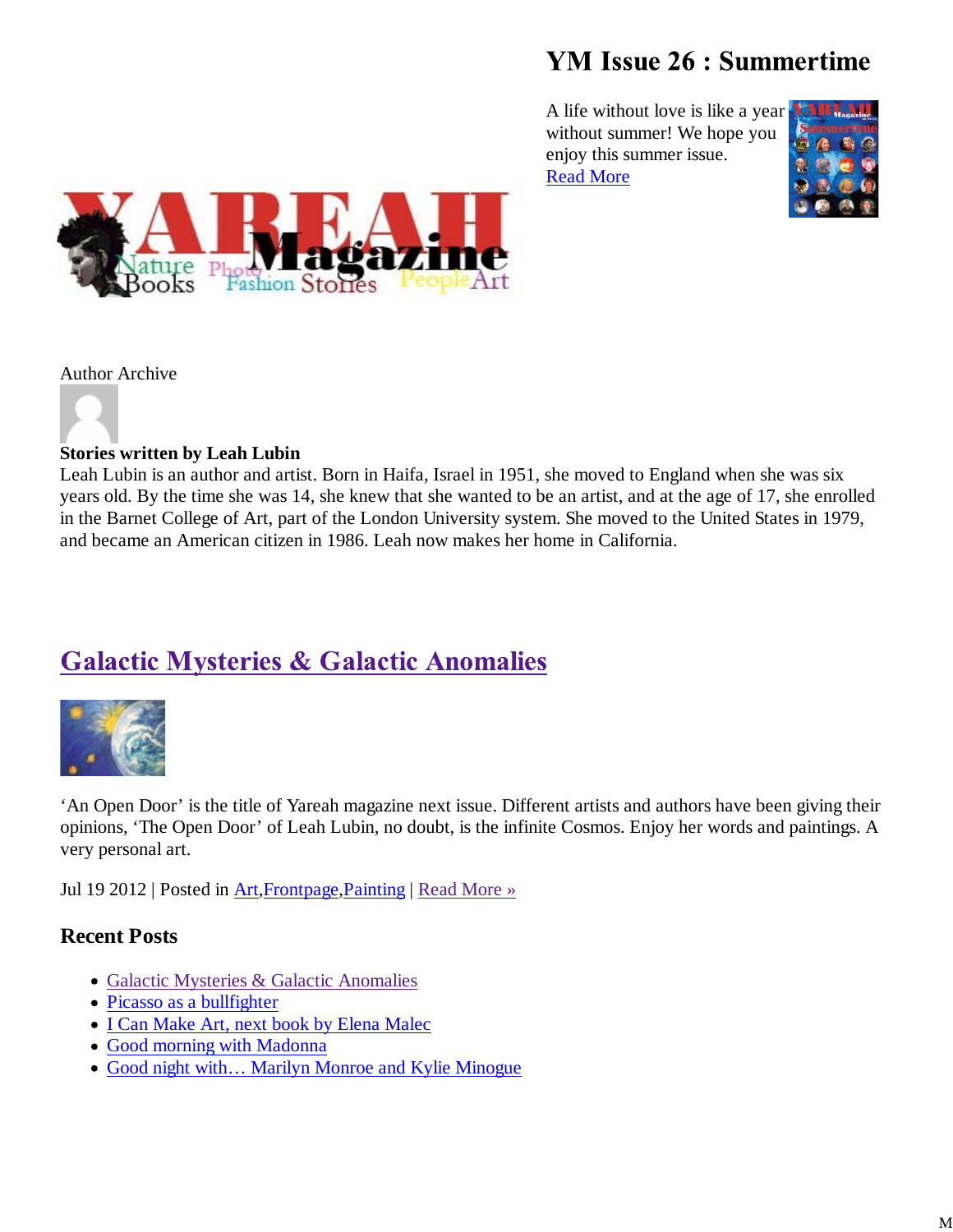## YM Issue 26 : Summertime

A life without love is like a year without summer! We hope you enjoy this summer issue.
Read More

Author Archive

**Stories written by Leah Lubin**
Leah Lubin is an author and artist. Born in Haifa, Israel in 1951, she moved to England when she was six years old. By the time she was 14, she knew that she wanted to be an artist, and at the age of 17, she enrolled in the Barnet College of Art, part of the London University system. She moved to the United States in 1979, and became an American citizen in 1986. Leah now makes her home in California.

## Galactic Mysteries & Galactic Anomalies

'An Open Door' is the title of Yareah magazine next issue. Different artists and authors have been giving their opinions, 'The Open Door' of Leah Lubin, no doubt, is the infinite Cosmos. Enjoy her words and paintings. A very personal art.

Jul 19 2012 | Posted in Art,Frontpage,Painting | Read More »

### Recent Posts

- Galactic Mysteries & Galactic Anomalies
- Picasso as a bullfighter
- I Can Make Art, next book by Elena Malec
- Good morning with Madonna
- Good night with… Marilyn Monroe and Kylie Minogue